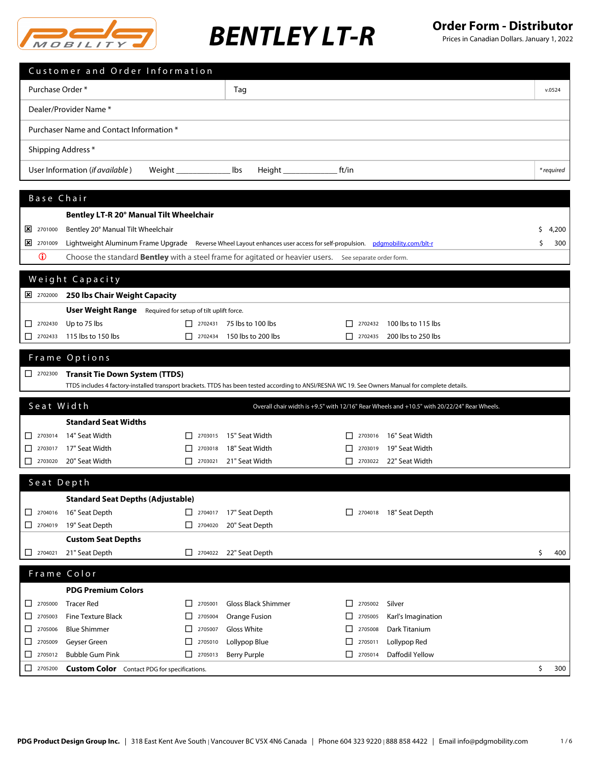# BENTLEY LT-R

**Order Form - Distributor**
Prices in Canadian Dollars. January 1, 2022

## Customer and Order Information

| | | |
|---|---|---|
| Purchase Order * | Tag | v.0524 |
| Dealer/Provider Name * | | |
| Purchaser Name and Contact Information * | | |
| Shipping Address * | | |
| User Information (*if available*) Weight ____________ lbs Height ____________ ft/in | | *\* required* |

## Base Chair

**Bentley LT-R 20° Manual Tilt Wheelchair**

| | | | |
|---|---|---|---|
| ☒ | 2701000 | Bentley 20° Manual Tilt Wheelchair | $ 4,200 |
| ☒ | 2701009 | Lightweight Aluminum Frame Upgrade Reverse Wheel Layout enhances user access for self-propulsion. pdgmobility.com/blt-r | $ 300 |

ⓘ Choose the standard **Bentley** with a steel frame for agitated or heavier users. See separate order form.

## Weight Capacity

☒ 2702000 **250 lbs Chair Weight Capacity**

**User Weight Range** Required for setup of tilt uplift force.

| | | |
|---|---|---|
| ☐ 2702430 Up to 75 lbs | ☐ 2702431 75 lbs to 100 lbs | ☐ 2702432 100 lbs to 115 lbs |
| ☐ 2702433 115 lbs to 150 lbs | ☐ 2702434 150 lbs to 200 lbs | ☐ 2702435 200 lbs to 250 lbs |

## Frame Options

☐ 2702300 **Transit Tie Down System (TTDS)**
TTDS includes 4 factory-installed transport brackets. TTDS has been tested according to ANSI/RESNA WC 19. See Owners Manual for complete details.

## Seat Width

Overall chair width is +9.5" with 12/16" Rear Wheels and +10.5" with 20/22/24" Rear Wheels.

**Standard Seat Widths**

| | | |
|---|---|---|
| ☐ 2703014 14" Seat Width | ☐ 2703015 15" Seat Width | ☐ 2703016 16" Seat Width |
| ☐ 2703017 17" Seat Width | ☐ 2703018 18" Seat Width | ☐ 2703019 19" Seat Width |
| ☐ 2703020 20" Seat Width | ☐ 2703021 21" Seat Width | ☐ 2703022 22" Seat Width |

## Seat Depth

**Standard Seat Depths (Adjustable)**

| | | |
|---|---|---|
| ☐ 2704016 16" Seat Depth | ☐ 2704017 17" Seat Depth | ☐ 2704018 18" Seat Depth |
| ☐ 2704019 19" Seat Depth | ☐ 2704020 20" Seat Depth | |

**Custom Seat Depths**

| | | |
|---|---|---|
| ☐ 2704021 21" Seat Depth | ☐ 2704022 22" Seat Depth | $ 400 |

## Frame Color

**PDG Premium Colors**

| | | |
|---|---|---|
| ☐ 2705000 Tracer Red | ☐ 2705001 Gloss Black Shimmer | ☐ 2705002 Silver |
| ☐ 2705003 Fine Texture Black | ☐ 2705004 Orange Fusion | ☐ 2705005 Karl's Imagination |
| ☐ 2705006 Blue Shimmer | ☐ 2705007 Gloss White | ☐ 2705008 Dark Titanium |
| ☐ 2705009 Geyser Green | ☐ 2705010 Lollypop Blue | ☐ 2705011 Lollypop Red |
| ☐ 2705012 Bubble Gum Pink | ☐ 2705013 Berry Purple | ☐ 2705014 Daffodil Yellow |

☐ 2705200 **Custom Color** Contact PDG for specifications. $ 300

**PDG Product Design Group Inc.** | 318 East Kent Ave South | Vancouver BC V5X 4N6 Canada | Phone 604 323 9220 | 888 858 4422 | Email info@pdgmobility.com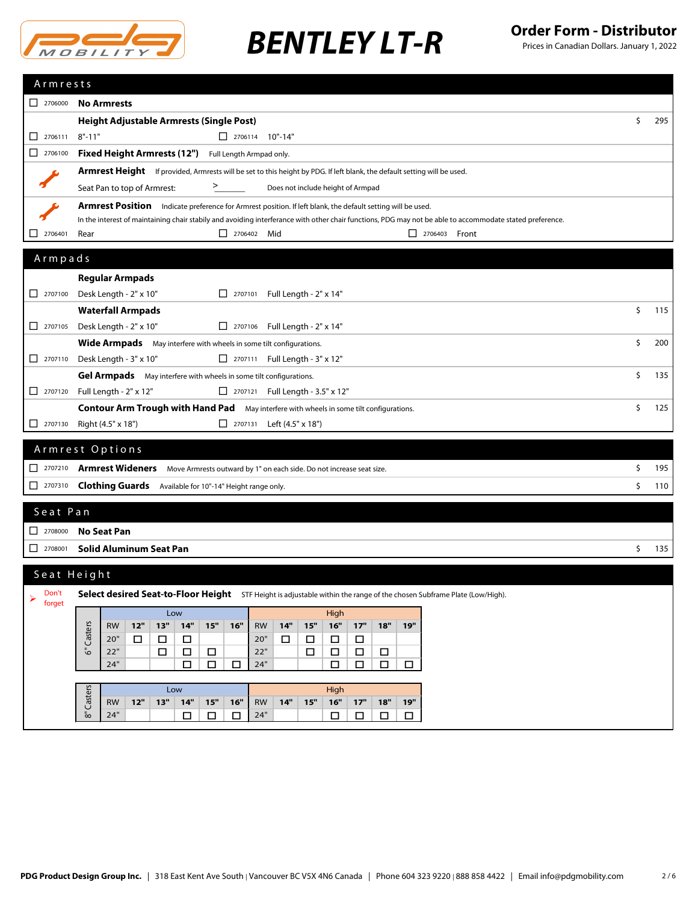# BENTLEY LT-R

**Order Form - Distributor**
Prices in Canadian Dollars. January 1, 2022

## Armrests

☐ 2706000 **No Armrests**

**Height Adjustable Armrests (Single Post)** — $ 295

☐ 2706111 8"-11" ☐ 2706114 10"-14"

☐ 2706100 **Fixed Height Armrests (12")** Full Length Armpad only.

**Armrest Height** If provided, Armrests will be set to this height by PDG. If left blank, the default setting will be used.

Seat Pan to top of Armrest: >_______ Does not include height of Armpad

**Armrest Position** Indicate preference for Armrest position. If left blank, the default setting will be used.
In the interest of maintaining chair stabily and avoiding interference with other chair functions, PDG may not be able to accommodate stated preference.

☐ 2706401 Rear ☐ 2706402 Mid ☐ 2706403 Front

## Armpads

**Regular Armpads**

☐ 2707100 Desk Length - 2" x 10" ☐ 2707101 Full Length - 2" x 14"

**Waterfall Armpads** — $ 115

☐ 2707105 Desk Length - 2" x 10" ☐ 2707106 Full Length - 2" x 14"

**Wide Armpads** May interfere with wheels in some tilt configurations. — $ 200

☐ 2707110 Desk Length - 3" x 10" ☐ 2707111 Full Length - 3" x 12"

**Gel Armpads** May interfere with wheels in some tilt configurations. — $ 135

☐ 2707120 Full Length - 2" x 12" ☐ 2707121 Full Length - 3.5" x 12"

**Contour Arm Trough with Hand Pad** May interfere with wheels in some tilt configurations. — $ 125

☐ 2707130 Right (4.5" x 18") ☐ 2707131 Left (4.5" x 18")

## Armrest Options

☐ 2707210 **Armrest Wideners** Move Armrests outward by 1" on each side. Do not increase seat size. — $ 195

☐ 2707310 **Clothing Guards** Available for 10"-14" Height range only. — $ 110

## Seat Pan

☐ 2708000 **No Seat Pan**

☐ 2708001 **Solid Aluminum Seat Pan** — $ 135

## Seat Height

Don't forget

**Select desired Seat-to-Floor Height** STF Height is adjustable within the range of the chosen Subframe Plate (Low/High).

**6" Casters**

| | Low | | | | | | High | | | | | | |
|---|---|---|---|---|---|---|---|---|---|---|---|---|---|
| RW | 12" | 13" | 14" | 15" | 16" | RW | 14" | 15" | 16" | 17" | 18" | 19" |
| 20" | ☐ | ☐ | ☐ | | | 20" | ☐ | ☐ | ☐ | ☐ | | |
| 22" | | ☐ | ☐ | ☐ | | 22" | | ☐ | ☐ | ☐ | ☐ | |
| 24" | | | ☐ | ☐ | ☐ | 24" | | | ☐ | ☐ | ☐ | ☐ |

**8" Casters**

| | Low | | | | | | High | | | | | | |
|---|---|---|---|---|---|---|---|---|---|---|---|---|---|
| RW | 12" | 13" | 14" | 15" | 16" | RW | 14" | 15" | 16" | 17" | 18" | 19" |
| 24" | | | ☐ | ☐ | ☐ | 24" | | | ☐ | ☐ | ☐ | ☐ |

**PDG Product Design Group Inc.** | 318 East Kent Ave South | Vancouver BC V5X 4N6 Canada | Phone 604 323 9220 | 888 858 4422 | Email info@pdgmobility.com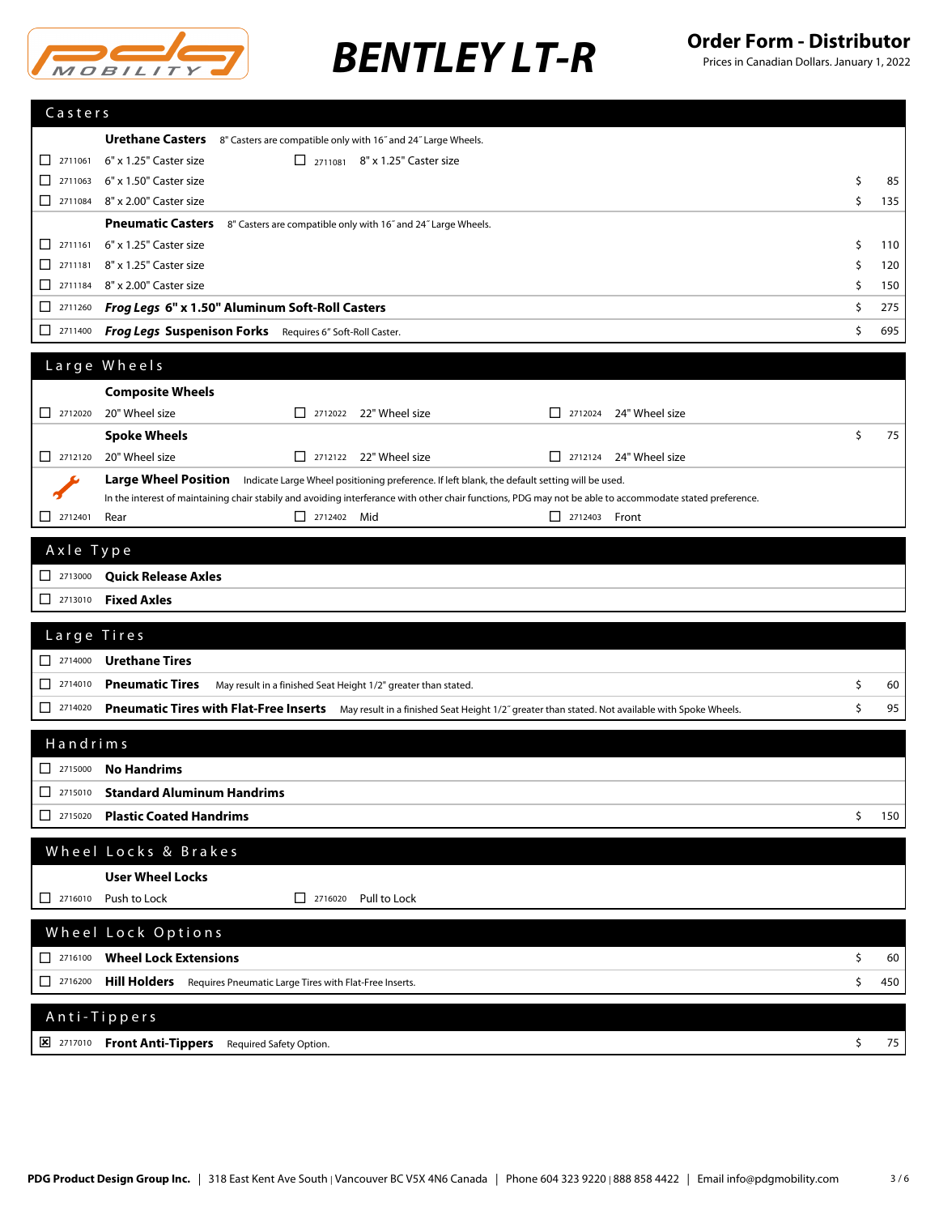# BENTLEY LT-R

**Order Form - Distributor**
Prices in Canadian Dollars. January 1, 2022

## Casters

**Urethane Casters** 8" Casters are compatible only with 16˝ and 24˝ Large Wheels.

| | | | | |
|---|---|---|---|---|
| ☐ 2711061 | 6" x 1.25" Caster size | ☐ 2711081 | 8" x 1.25" Caster size | |
| ☐ 2711063 | 6" x 1.50" Caster size | | | $ 85 |
| ☐ 2711084 | 8" x 2.00" Caster size | | | $ 135 |

**Pneumatic Casters** 8" Casters are compatible only with 16˝ and 24˝ Large Wheels.

| | | |
|---|---|---|
| ☐ 2711161 | 6" x 1.25" Caster size | $ 110 |
| ☐ 2711181 | 8" x 1.25" Caster size | $ 120 |
| ☐ 2711184 | 8" x 2.00" Caster size | $ 150 |
| ☐ 2711260 | ***Frog Legs*** **6" x 1.50" Aluminum Soft-Roll Casters** | $ 275 |
| ☐ 2711400 | ***Frog Legs*** **Suspenison Forks** Requires 6" Soft-Roll Caster. | $ 695 |

## Large Wheels

**Composite Wheels**

| | | | | | | |
|---|---|---|---|---|---|---|
| ☐ 2712020 | 20" Wheel size | ☐ 2712022 | 22" Wheel size | ☐ 2712024 | 24" Wheel size | |

**Spoke Wheels** $ 75

| | | | | | |
|---|---|---|---|---|---|
| ☐ 2712120 | 20" Wheel size | ☐ 2712122 | 22" Wheel size | ☐ 2712124 | 24" Wheel size |

**Large Wheel Position** Indicate Large Wheel positioning preference. If left blank, the default setting will be used.
In the interest of maintaining chair stabily and avoiding interferance with other chair functions, PDG may not be able to accommodate stated preference.

| | | | | | |
|---|---|---|---|---|---|
| ☐ 2712401 | Rear | ☐ 2712402 | Mid | ☐ 2712403 | Front |

## Axle Type

- ☐ 2713000 **Quick Release Axles**
- ☐ 2713010 **Fixed Axles**

## Large Tires

| | | |
|---|---|---|
| ☐ 2714000 | **Urethane Tires** | |
| ☐ 2714010 | **Pneumatic Tires** May result in a finished Seat Height 1/2" greater than stated. | $ 60 |
| ☐ 2714020 | **Pneumatic Tires with Flat-Free Inserts** May result in a finished Seat Height 1/2˝ greater than stated. Not available with Spoke Wheels. | $ 95 |

## Handrims

| | | |
|---|---|---|
| ☐ 2715000 | **No Handrims** | |
| ☐ 2715010 | **Standard Aluminum Handrims** | |
| ☐ 2715020 | **Plastic Coated Handrims** | $ 150 |

## Wheel Locks & Brakes

**User Wheel Locks**

- ☐ 2716010 Push to Lock
- ☐ 2716020 Pull to Lock

## Wheel Lock Options

| | | |
|---|---|---|
| ☐ 2716100 | **Wheel Lock Extensions** | $ 60 |
| ☐ 2716200 | **Hill Holders** Requires Pneumatic Large Tires with Flat-Free Inserts. | $ 450 |

## Anti-Tippers

| | | |
|---|---|---|
| ☒ 2717010 | **Front Anti-Tippers** Required Safety Option. | $ 75 |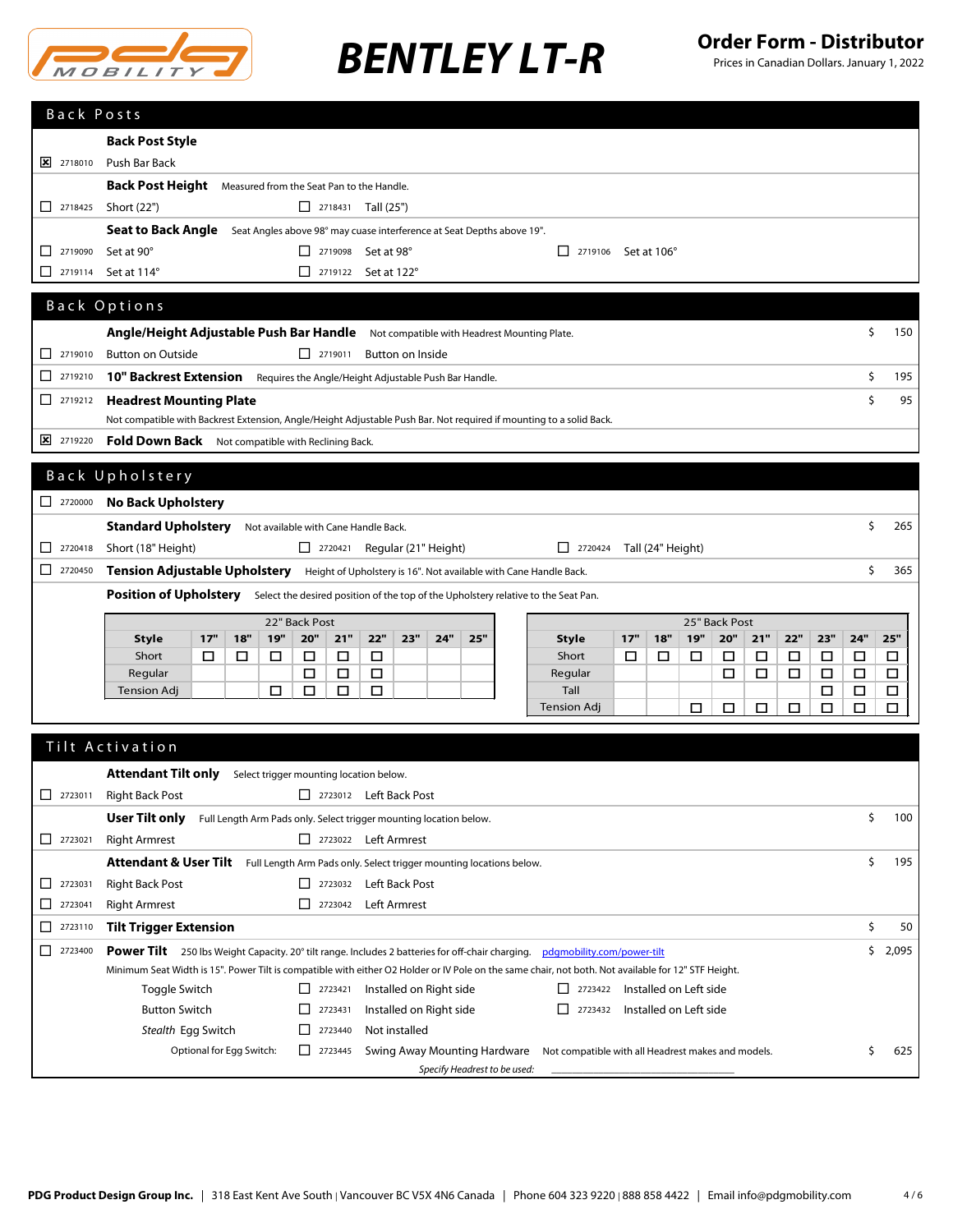# BENTLEY LT-R

**Order Form - Distributor**
Prices in Canadian Dollars. January 1, 2022

## Back Posts

**Back Post Style**

- ☒ 2718010 Push Bar Back

**Back Post Height** Measured from the Seat Pan to the Handle.

- ☐ 2718425 Short (22")
- ☐ 2718431 Tall (25")

**Seat to Back Angle** Seat Angles above 98° may cuase interference at Seat Depths above 19".

- ☐ 2719090 Set at 90°
- ☐ 2719098 Set at 98°
- ☐ 2719106 Set at 106°
- ☐ 2719114 Set at 114°
- ☐ 2719122 Set at 122°

## Back Options

**Angle/Height Adjustable Push Bar Handle** Not compatible with Headrest Mounting Plate. — $ 150

- ☐ 2719010 Button on Outside
- ☐ 2719011 Button on Inside

☐ 2719210 **10" Backrest Extension** Requires the Angle/Height Adjustable Push Bar Handle. — $ 195

☐ 2719212 **Headrest Mounting Plate** — $ 95
Not compatible with Backrest Extension, Angle/Height Adjustable Push Bar. Not required if mounting to a solid Back.

☒ 2719220 **Fold Down Back** Not compatible with Reclining Back.

## Back Upholstery

☐ 2720000 **No Back Upholstery**

**Standard Upholstery** Not available with Cane Handle Back. — $ 265

- ☐ 2720418 Short (18" Height)
- ☐ 2720421 Regular (21" Height)
- ☐ 2720424 Tall (24" Height)

☐ 2720450 **Tension Adjustable Upholstery** Height of Upholstery is 16". Not available with Cane Handle Back. — $ 365

**Position of Upholstery** Select the desired position of the top of the Upholstery relative to the Seat Pan.

| 22" Back Post | | | | | | | | | |
|---|---|---|---|---|---|---|---|---|---|
| Style | 17" | 18" | 19" | 20" | 21" | 22" | 23" | 24" | 25" |
| Short | ☐ | ☐ | ☐ | ☐ | ☐ | ☐ | | | |
| Regular | | | | ☐ | ☐ | ☐ | | | |
| Tension Adj | | | ☐ | ☐ | ☐ | ☐ | | | |

| 25" Back Post | | | | | | | | | |
|---|---|---|---|---|---|---|---|---|---|
| Style | 17" | 18" | 19" | 20" | 21" | 22" | 23" | 24" | 25" |
| Short | ☐ | ☐ | ☐ | ☐ | ☐ | ☐ | ☐ | ☐ | ☐ |
| Regular | | | | ☐ | ☐ | ☐ | ☐ | ☐ | ☐ |
| Tall | | | | | | | ☐ | ☐ | ☐ |
| Tension Adj | | | ☐ | ☐ | ☐ | ☐ | ☐ | ☐ | ☐ |

## Tilt Activation

**Attendant Tilt only** Select trigger mounting location below.

- ☐ 2723011 Right Back Post
- ☐ 2723012 Left Back Post

**User Tilt only** Full Length Arm Pads only. Select trigger mounting location below. — $ 100

- ☐ 2723021 Right Armrest
- ☐ 2723022 Left Armrest

**Attendant & User Tilt** Full Length Arm Pads only. Select trigger mounting locations below. — $ 195

- ☐ 2723031 Right Back Post
- ☐ 2723032 Left Back Post
- ☐ 2723041 Right Armrest
- ☐ 2723042 Left Armrest

☐ 2723110 **Tilt Trigger Extension** — $ 50

☐ 2723400 **Power Tilt** 250 lbs Weight Capacity. 20° tilt range. Includes 2 batteries for off-chair charging. pdgmobility.com/power-tilt — $ 2,095
Minimum Seat Width is 15". Power Tilt is compatible with either O2 Holder or IV Pole on the same chair, not both. Not available for 12" STF Height.

- Toggle Switch
  - ☐ 2723421 Installed on Right side
  - ☐ 2723422 Installed on Left side
- Button Switch
  - ☐ 2723431 Installed on Right side
  - ☐ 2723432 Installed on Left side
- *Stealth* Egg Switch
  - ☐ 2723440 Not installed

Optional for Egg Switch: ☐ 2723445 Swing Away Mounting Hardware Not compatible with all Headrest makes and models. — $ 625

*Specify Headrest to be used:* ____________________

PDG Product Design Group Inc. | 318 East Kent Ave South | Vancouver BC V5X 4N6 Canada | Phone 604 323 9220 | 888 858 4422 | Email info@pdgmobility.com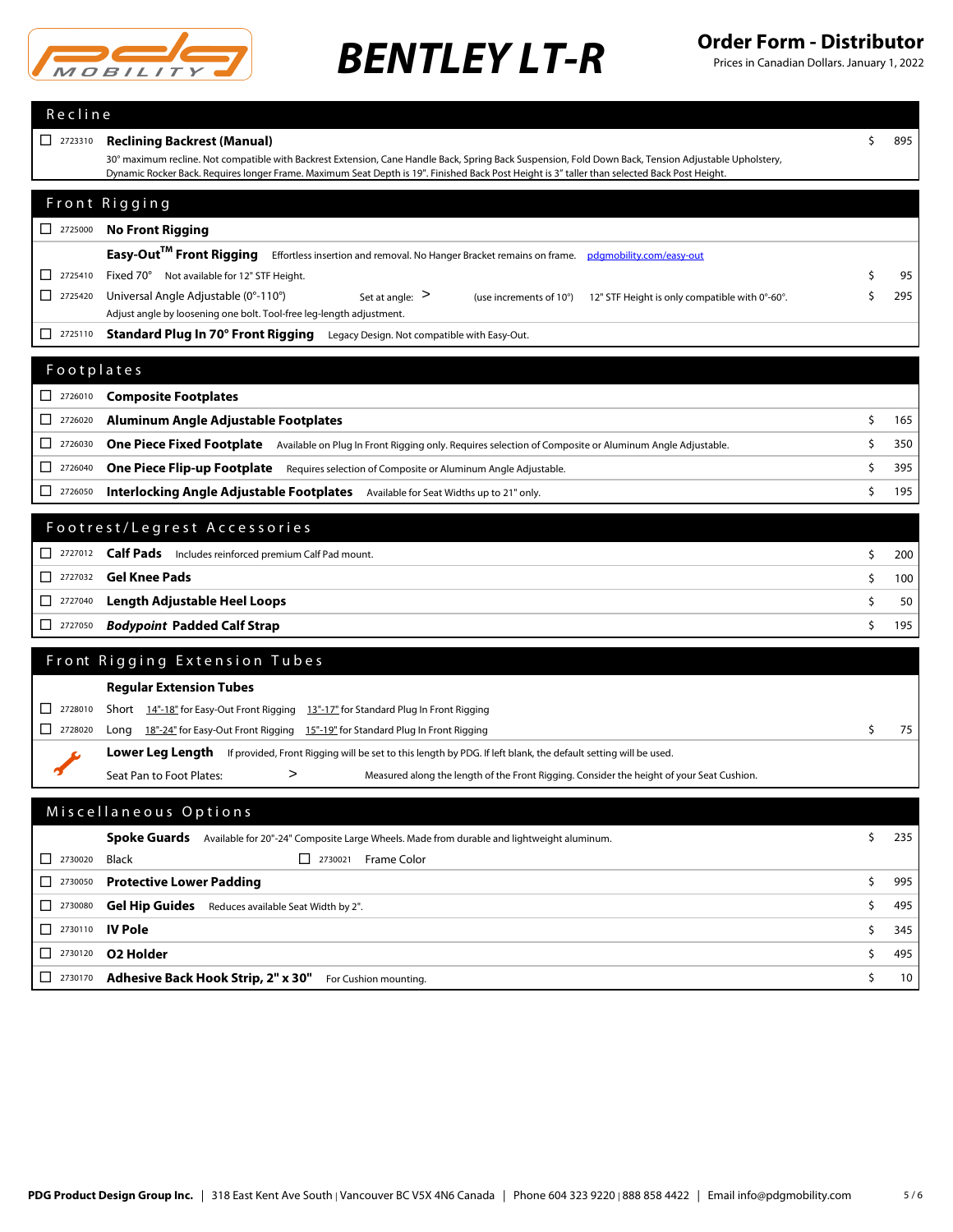# BENTLEY LT-R

**Order Form - Distributor**
Prices in Canadian Dollars. January 1, 2022

## Recline

| | | | |
|---|---|---|---|
| ☐ 2723310 | **Reclining Backrest (Manual)** 30° maximum recline. Not compatible with Backrest Extension, Cane Handle Back, Spring Back Suspension, Fold Down Back, Tension Adjustable Upholstery, Dynamic Rocker Back. Requires longer Frame. Maximum Seat Depth is 19". Finished Back Post Height is 3" taller than selected Back Post Height. | $ | 895 |

## Front Rigging

| | | | |
|---|---|---|---|
| ☐ 2725000 | **No Front Rigging** | | |
| | **Easy-Out™ Front Rigging** Effortless insertion and removal. No Hanger Bracket remains on frame. pdgmobility.com/easy-out | | |
| ☐ 2725410 | Fixed 70° Not available for 12" STF Height. | $ | 95 |
| ☐ 2725420 | Universal Angle Adjustable (0°-110°) Set at angle: > (use increments of 10°) 12" STF Height is only compatible with 0°-60°. Adjust angle by loosening one bolt. Tool-free leg-length adjustment. | $ | 295 |
| ☐ 2725110 | **Standard Plug In 70° Front Rigging** Legacy Design. Not compatible with Easy-Out. | | |

## Footplates

| | | | |
|---|---|---|---|
| ☐ 2726010 | **Composite Footplates** | | |
| ☐ 2726020 | **Aluminum Angle Adjustable Footplates** | $ | 165 |
| ☐ 2726030 | **One Piece Fixed Footplate** Available on Plug In Front Rigging only. Requires selection of Composite or Aluminum Angle Adjustable. | $ | 350 |
| ☐ 2726040 | **One Piece Flip-up Footplate** Requires selection of Composite or Aluminum Angle Adjustable. | $ | 395 |
| ☐ 2726050 | **Interlocking Angle Adjustable Footplates** Available for Seat Widths up to 21" only. | $ | 195 |

## Footrest/Legrest Accessories

| | | | |
|---|---|---|---|
| ☐ 2727012 | **Calf Pads** Includes reinforced premium Calf Pad mount. | $ | 200 |
| ☐ 2727032 | **Gel Knee Pads** | $ | 100 |
| ☐ 2727040 | **Length Adjustable Heel Loops** | $ | 50 |
| ☐ 2727050 | ***Bodypoint* Padded Calf Strap** | $ | 195 |

## Front Rigging Extension Tubes

| | | | |
|---|---|---|---|
| | **Regular Extension Tubes** | | |
| ☐ 2728010 | Short 14"-18" for Easy-Out Front Rigging 13"-17" for Standard Plug In Front Rigging | | |
| ☐ 2728020 | Long 18"-24" for Easy-Out Front Rigging 15"-19" for Standard Plug In Front Rigging | $ | 75 |
| | **Lower Leg Length** If provided, Front Rigging will be set to this length by PDG. If left blank, the default setting will be used. Seat Pan to Foot Plates: > Measured along the length of the Front Rigging. Consider the height of your Seat Cushion. | | |

## Miscellaneous Options

| | | | |
|---|---|---|---|
| | **Spoke Guards** Available for 20"-24" Composite Large Wheels. Made from durable and lightweight aluminum. | $ | 235 |
| ☐ 2730020 | Black ☐ 2730021 Frame Color | | |
| ☐ 2730050 | **Protective Lower Padding** | $ | 995 |
| ☐ 2730080 | **Gel Hip Guides** Reduces available Seat Width by 2". | $ | 495 |
| ☐ 2730110 | **IV Pole** | $ | 345 |
| ☐ 2730120 | **O2 Holder** | $ | 495 |
| ☐ 2730170 | **Adhesive Back Hook Strip, 2" x 30"** For Cushion mounting. | $ | 10 |

**PDG Product Design Group Inc.** | 318 East Kent Ave South | Vancouver BC V5X 4N6 Canada | Phone 604 323 9220 | 888 858 4422 | Email info@pdgmobility.com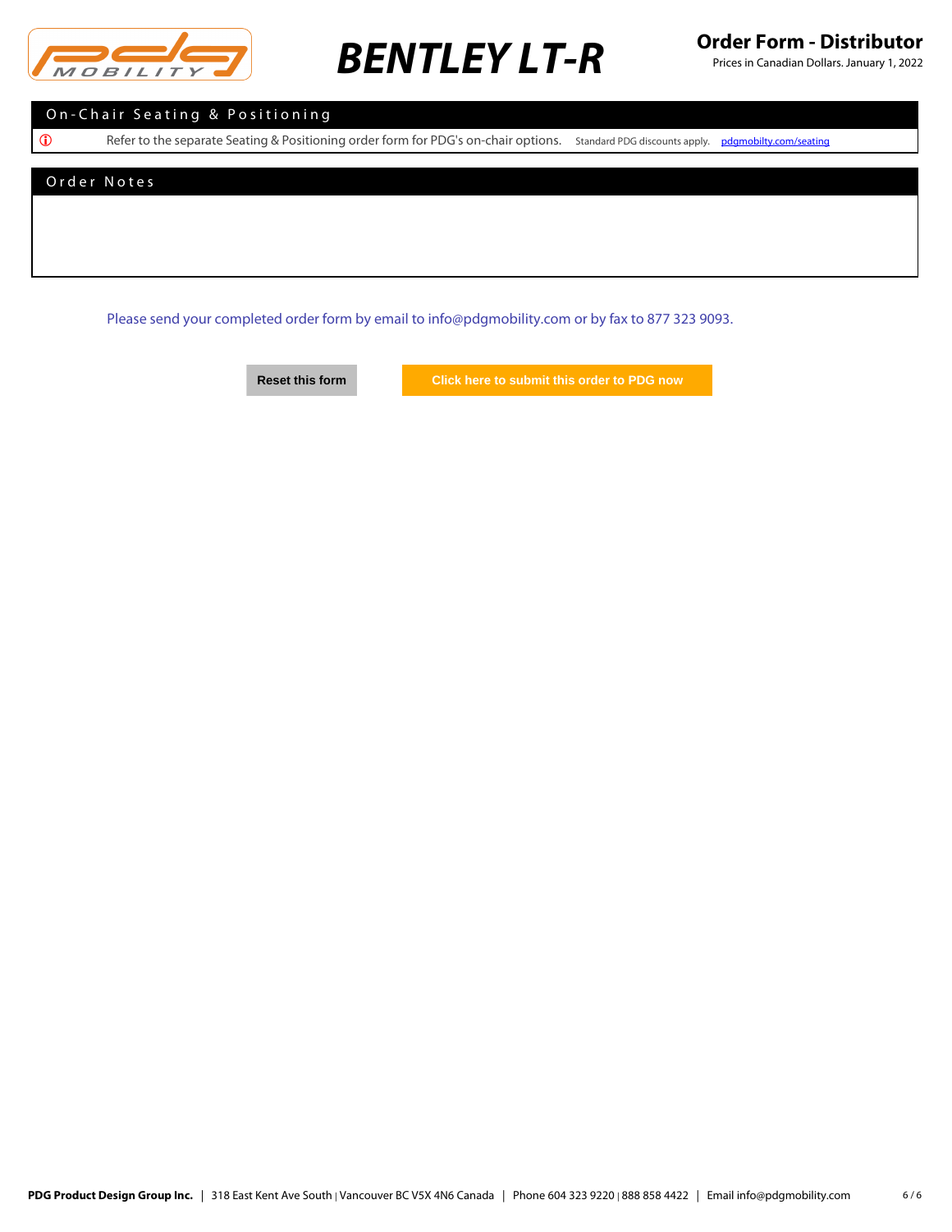# BENTLEY LT-R

**Order Form - Distributor**
Prices in Canadian Dollars. January 1, 2022

## On-Chair Seating & Positioning

ⓘ Refer to the separate Seating & Positioning order form for PDG's on-chair options. Standard PDG discounts apply. pdgmobilty.com/seating

## Order Notes

Please send your completed order form by email to info@pdgmobility.com or by fax to 877 323 9093.

Reset this form

Click here to submit this order to PDG now

**PDG Product Design Group Inc.** | 318 East Kent Ave South | Vancouver BC V5X 4N6 Canada | Phone 604 323 9220 | 888 858 4422 | Email info@pdgmobility.com